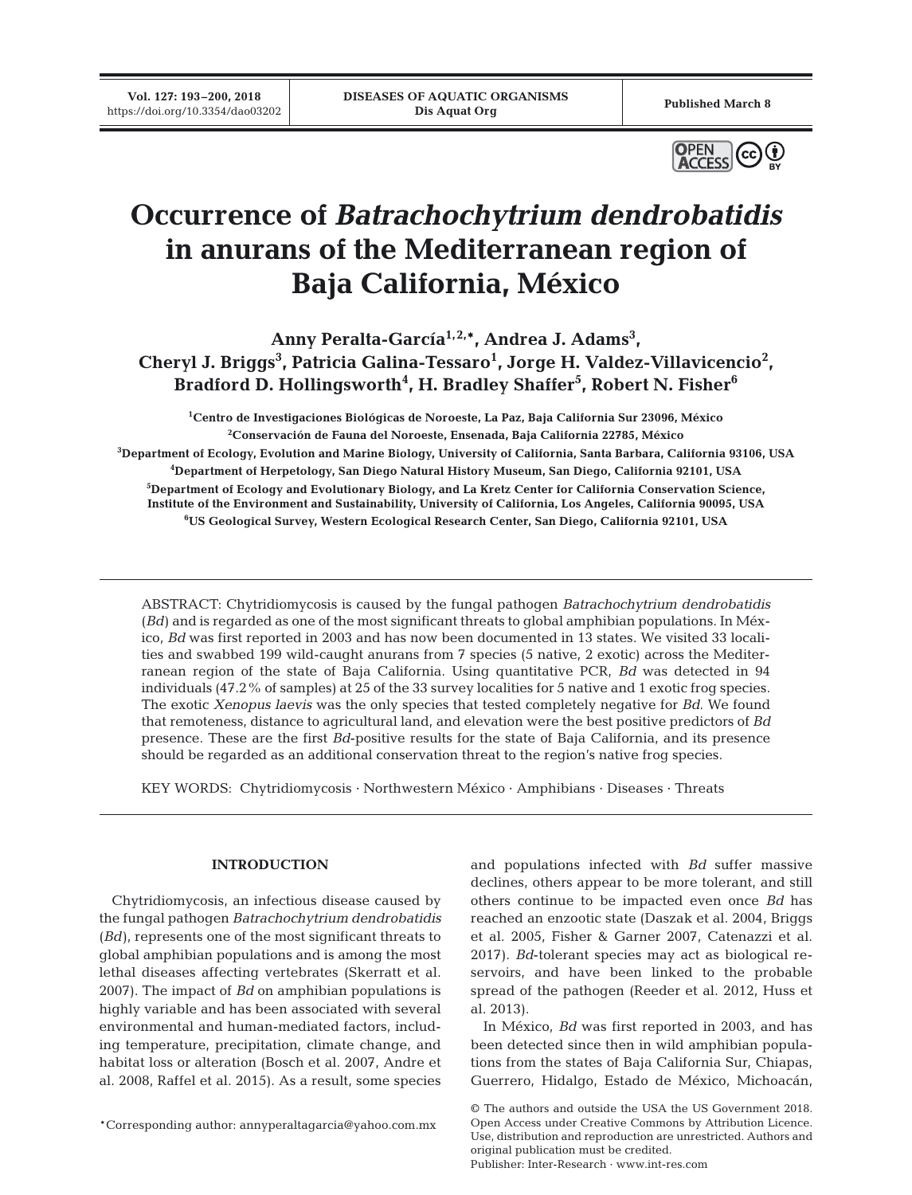# Occurrence of *Batrachochytrium dendrobatidis* in anurans of the Mediterranean region of Baja California, México

**Anny Peralta-García[1,2,*], Andrea J. Adams[3], Cheryl J. Briggs[3], Patricia Galina-Tessaro[1], Jorge H. Valdez-Villavicencio[2], Bradford D. Hollingsworth[4], H. Bradley Shaffer[5], Robert N. Fisher[6]**

[1]Centro de Investigaciones Biológicas de Noroeste, La Paz, Baja California Sur 23096, México
[2]Conservación de Fauna del Noroeste, Ensenada, Baja California 22785, México
[3]Department of Ecology, Evolution and Marine Biology, University of California, Santa Barbara, California 93106, USA
[4]Department of Herpetology, San Diego Natural History Museum, San Diego, California 92101, USA
[5]Department of Ecology and Evolutionary Biology, and La Kretz Center for California Conservation Science, Institute of the Environment and Sustainability, University of California, Los Angeles, California 90095, USA
[6]US Geological Survey, Western Ecological Research Center, San Diego, California 92101, USA

ABSTRACT: Chytridiomycosis is caused by the fungal pathogen *Batrachochytrium dendrobatidis* (*Bd*) and is regarded as one of the most significant threats to global amphibian populations. In México, *Bd* was first reported in 2003 and has now been documented in 13 states. We visited 33 localities and swabbed 199 wild-caught anurans from 7 species (5 native, 2 exotic) across the Mediterranean region of the state of Baja California. Using quantitative PCR, *Bd* was detected in 94 individuals (47.2% of samples) at 25 of the 33 survey localities for 5 native and 1 exotic frog species. The exotic *Xenopus laevis* was the only species that tested completely negative for *Bd*. We found that remoteness, distance to agricultural land, and elevation were the best positive predictors of *Bd* presence. These are the first *Bd*-positive results for the state of Baja California, and its presence should be regarded as an additional conservation threat to the region's native frog species.

KEY WORDS: Chytridiomycosis · Northwestern México · Amphibians · Diseases · Threats

## INTRODUCTION

Chytridiomycosis, an infectious disease caused by the fungal pathogen *Batrachochytrium dendrobatidis* (*Bd*), represents one of the most significant threats to global amphibian populations and is among the most lethal diseases affecting vertebrates (Skerratt et al. 2007). The impact of *Bd* on amphibian populations is highly variable and has been associated with several environmental and human-mediated factors, including temperature, precipitation, climate change, and habitat loss or alteration (Bosch et al. 2007, Andre et al. 2008, Raffel et al. 2015). As a result, some species and populations infected with *Bd* suffer massive declines, others appear to be more tolerant, and still others continue to be impacted even once *Bd* has reached an enzootic state (Daszak et al. 2004, Briggs et al. 2005, Fisher & Garner 2007, Catenazzi et al. 2017). *Bd*-tolerant species may act as biological reservoirs, and have been linked to the probable spread of the pathogen (Reeder et al. 2012, Huss et al. 2013).

In México, *Bd* was first reported in 2003, and has been detected since then in wild amphibian populations from the states of Baja California Sur, Chiapas, Guerrero, Hidalgo, Estado de México, Michoacán,

*Corresponding author: annyperaltagarcia@yahoo.com.mx

© The authors and outside the USA the US Government 2018. Open Access under Creative Commons by Attribution Licence. Use, distribution and reproduction are unrestricted. Authors and original publication must be credited.

Publisher: Inter-Research · www.int-res.com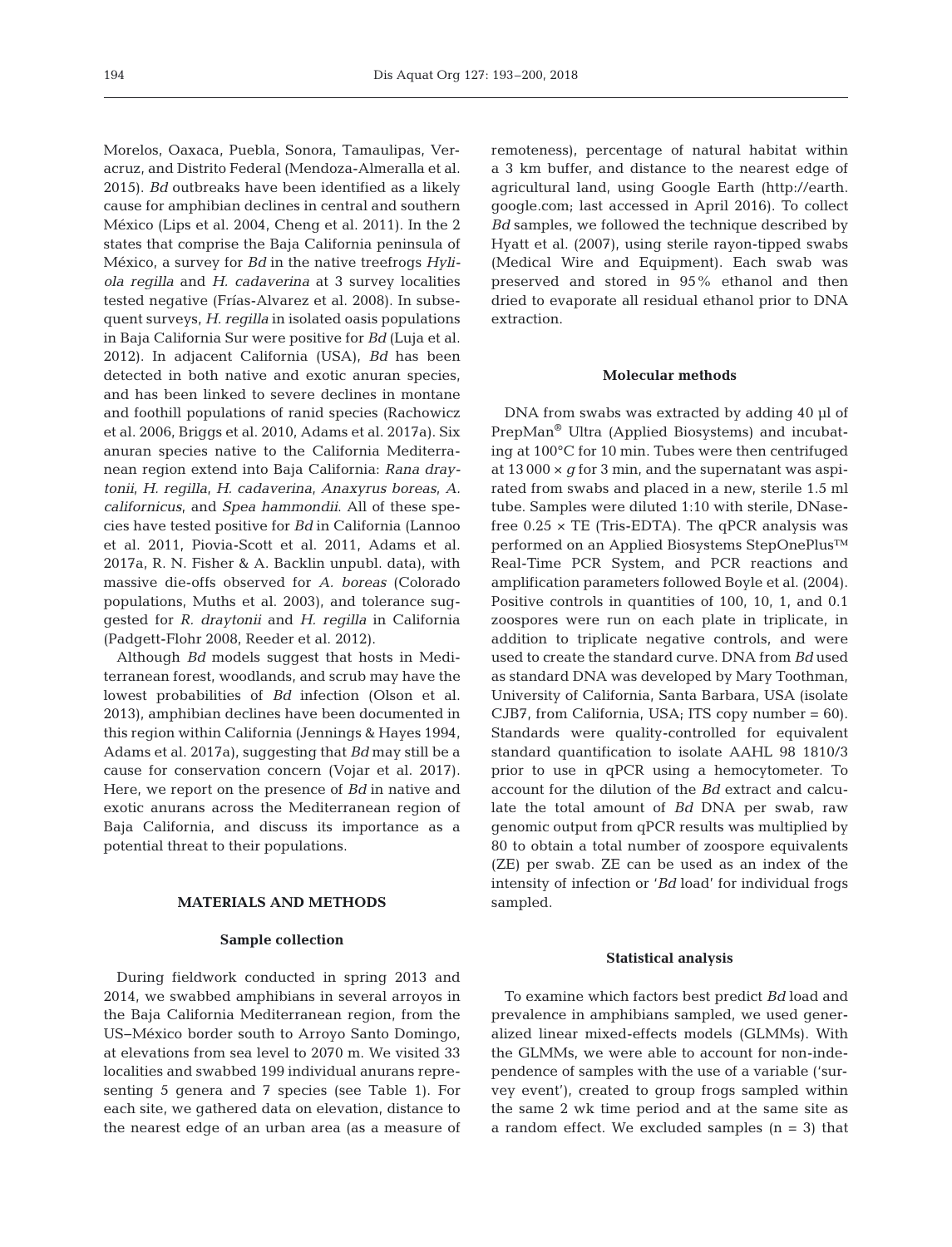Morelos, Oaxaca, Puebla, Sonora, Tamaulipas, Veracruz, and Distrito Federal (Mendoza-Almeralla et al. 2015). *Bd* outbreaks have been identified as a likely cause for amphibian declines in central and southern México (Lips et al. 2004, Cheng et al. 2011). In the 2 states that comprise the Baja California peninsula of México, a survey for *Bd* in the native treefrogs *Hyliola regilla* and *H. cadaverina* at 3 survey localities tested negative (Frías-Alvarez et al. 2008). In subsequent surveys, *H. regilla* in isolated oasis populations in Baja California Sur were positive for *Bd* (Luja et al. 2012). In adjacent California (USA), *Bd* has been detected in both native and exotic anuran species, and has been linked to severe declines in montane and foothill populations of ranid species (Rachowicz et al. 2006, Briggs et al. 2010, Adams et al. 2017a). Six anuran species native to the California Mediterranean region extend into Baja California: *Rana draytonii*, *H. regilla*, *H. cadaverina*, *Anaxyrus boreas*, *A. californicus*, and *Spea hammondii.* All of these species have tested positive for *Bd* in California (Lannoo et al. 2011, Piovia-Scott et al. 2011, Adams et al. 2017a, R. N. Fisher & A. Backlin unpubl. data), with massive die-offs observed for *A. boreas* (Colorado populations, Muths et al. 2003), and tolerance suggested for *R. draytonii* and *H. regilla* in California (Padgett-Flohr 2008, Reeder et al. 2012).

Although *Bd* models suggest that hosts in Mediterranean forest, woodlands, and scrub may have the lowest probabilities of *Bd* infection (Olson et al. 2013), amphibian declines have been documented in this region within California (Jennings & Hayes 1994, Adams et al. 2017a), suggesting that *Bd* may still be a cause for conservation concern (Vojar et al. 2017). Here, we report on the presence of *Bd* in native and exotic anurans across the Mediterranean region of Baja California, and discuss its importance as a potential threat to their populations.

## MATERIALS AND METHODS

### Sample collection

During fieldwork conducted in spring 2013 and 2014, we swabbed amphibians in several arroyos in the Baja California Mediterranean region, from the US–México border south to Arroyo Santo Domingo, at elevations from sea level to 2070 m. We visited 33 localities and swabbed 199 individual anurans representing 5 genera and 7 species (see Table 1). For each site, we gathered data on elevation, distance to the nearest edge of an urban area (as a measure of remoteness), percentage of natural habitat within a 3 km buffer, and distance to the nearest edge of agricultural land, using Google Earth (http://earth.google.com; last accessed in April 2016). To collect *Bd* samples, we followed the technique described by Hyatt et al. (2007), using sterile rayon-tipped swabs (Medical Wire and Equipment). Each swab was preserved and stored in 95% ethanol and then dried to evaporate all residual ethanol prior to DNA extraction.

### Molecular methods

DNA from swabs was extracted by adding 40 µl of PrepMan® Ultra (Applied Biosystems) and incubating at 100°C for 10 min. Tubes were then centrifuged at $13\,000 \times g$ for 3 min, and the supernatant was aspirated from swabs and placed in a new, sterile 1.5 ml tube. Samples were diluted 1:10 with sterile, DNase-free $0.25 \times$ TE (Tris-EDTA). The qPCR analysis was performed on an Applied Biosystems StepOnePlus™ Real-Time PCR System, and PCR reactions and amplification parameters followed Boyle et al. (2004). Positive controls in quantities of 100, 10, 1, and 0.1 zoospores were run on each plate in triplicate, in addition to triplicate negative controls, and were used to create the standard curve. DNA from *Bd* used as standard DNA was developed by Mary Toothman, University of California, Santa Barbara, USA (isolate CJB7, from California, USA; ITS copy number = 60). Standards were quality-controlled for equivalent standard quantification to isolate AAHL 98 1810/3 prior to use in qPCR using a hemocytometer. To account for the dilution of the *Bd* extract and calculate the total amount of *Bd* DNA per swab, raw genomic output from qPCR results was multiplied by 80 to obtain a total number of zoospore equivalents (ZE) per swab. ZE can be used as an index of the intensity of infection or '*Bd* load' for individual frogs sampled.

### Statistical analysis

To examine which factors best predict *Bd* load and prevalence in amphibians sampled, we used generalized linear mixed-effects models (GLMMs). With the GLMMs, we were able to account for non-independence of samples with the use of a variable ('survey event'), created to group frogs sampled within the same 2 wk time period and at the same site as a random effect. We excluded samples (n = 3) that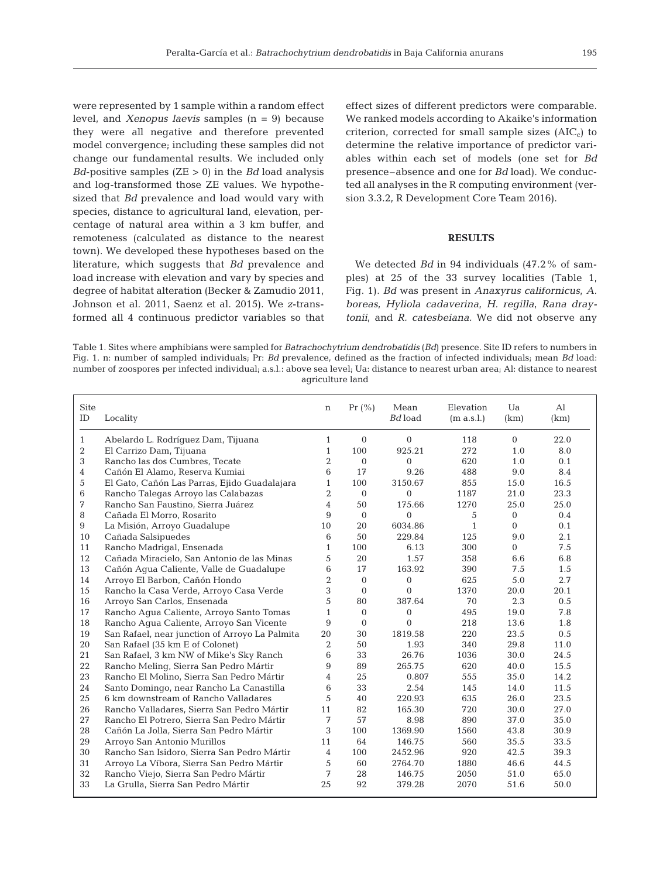were represented by 1 sample within a random effect level, and *Xenopus laevis* samples (n = 9) because they were all negative and therefore prevented model convergence; including these samples did not change our fundamental results. We included only *Bd*-positive samples (ZE > 0) in the *Bd* load analysis and log-transformed those ZE values. We hypothesized that *Bd* prevalence and load would vary with species, distance to agricultural land, elevation, percentage of natural area within a 3 km buffer, and remoteness (calculated as distance to the nearest town). We developed these hypotheses based on the literature, which suggests that *Bd* prevalence and load increase with elevation and vary by species and degree of habitat alteration (Becker & Zamudio 2011, Johnson et al. 2011, Saenz et al. 2015). We *z*-transformed all 4 continuous predictor variables so that effect sizes of different predictors were comparable. We ranked models according to Akaike's information criterion, corrected for small sample sizes ($AIC_c$) to determine the relative importance of predictor variables within each set of models (one set for *Bd* presence–absence and one for *Bd* load). We conducted all analyses in the R computing environment (version 3.3.2, R Development Core Team 2016).

## RESULTS

We detected *Bd* in 94 individuals (47.2% of samples) at 25 of the 33 survey localities (Table 1, Fig. 1). *Bd* was present in *Anaxyrus californicus*, *A. boreas*, *Hyliola cadaverina*, *H. regilla*, *Rana draytonii*, and *R. catesbeiana*. We did not observe any

Table 1. Sites where amphibians were sampled for *Batrachochytrium dendrobatidis* (*Bd*) presence. Site ID refers to numbers in Fig. 1. n: number of sampled individuals; Pr: *Bd* prevalence, defined as the fraction of infected individuals; mean *Bd* load: number of zoospores per infected individual; a.s.l.: above sea level; Ua: distance to nearest urban area; Al: distance to nearest agriculture land

| Site ID | Locality | n | Pr (%) | Mean *Bd* load | Elevation (m a.s.l.) | Ua (km) | Al (km) |
|---|---|---|---|---|---|---|---|
| 1 | Abelardo L. Rodríguez Dam, Tijuana | 1 | 0 | 0 | 118 | 0 | 22.0 |
| 2 | El Carrizo Dam, Tijuana | 1 | 100 | 925.21 | 272 | 1.0 | 8.0 |
| 3 | Rancho las dos Cumbres, Tecate | 2 | 0 | 0 | 620 | 1.0 | 0.1 |
| 4 | Cañón El Alamo, Reserva Kumiai | 6 | 17 | 9.26 | 488 | 9.0 | 8.4 |
| 5 | El Gato, Cañón Las Parras, Ejido Guadalajara | 1 | 100 | 3150.67 | 855 | 15.0 | 16.5 |
| 6 | Rancho Talegas Arroyo las Calabazas | 2 | 0 | 0 | 1187 | 21.0 | 23.3 |
| 7 | Rancho San Faustino, Sierra Juárez | 4 | 50 | 175.66 | 1270 | 25.0 | 25.0 |
| 8 | Cañada El Morro, Rosarito | 9 | 0 | 0 | 5 | 0 | 0.4 |
| 9 | La Misión, Arroyo Guadalupe | 10 | 20 | 6034.86 | 1 | 0 | 0.1 |
| 10 | Cañada Salsipuedes | 6 | 50 | 229.84 | 125 | 9.0 | 2.1 |
| 11 | Rancho Madrigal, Ensenada | 1 | 100 | 6.13 | 300 | 0 | 7.5 |
| 12 | Cañada Miracielo, San Antonio de las Minas | 5 | 20 | 1.57 | 358 | 6.6 | 6.8 |
| 13 | Cañón Agua Caliente, Valle de Guadalupe | 6 | 17 | 163.92 | 390 | 7.5 | 1.5 |
| 14 | Arroyo El Barbon, Cañón Hondo | 2 | 0 | 0 | 625 | 5.0 | 2.7 |
| 15 | Rancho la Casa Verde, Arroyo Casa Verde | 3 | 0 | 0 | 1370 | 20.0 | 20.1 |
| 16 | Arroyo San Carlos, Ensenada | 5 | 80 | 387.64 | 70 | 2.3 | 0.5 |
| 17 | Rancho Agua Caliente, Arroyo Santo Tomas | 1 | 0 | 0 | 495 | 19.0 | 7.8 |
| 18 | Rancho Agua Caliente, Arroyo San Vicente | 9 | 0 | 0 | 218 | 13.6 | 1.8 |
| 19 | San Rafael, near junction of Arroyo La Palmita | 20 | 30 | 1819.58 | 220 | 23.5 | 0.5 |
| 20 | San Rafael (35 km E of Colonet) | 2 | 50 | 1.93 | 340 | 29.8 | 11.0 |
| 21 | San Rafael, 3 km NW of Mike's Sky Ranch | 6 | 33 | 26.76 | 1036 | 30.0 | 24.5 |
| 22 | Rancho Meling, Sierra San Pedro Mártir | 9 | 89 | 265.75 | 620 | 40.0 | 15.5 |
| 23 | Rancho El Molino, Sierra San Pedro Mártir | 4 | 25 | 0.807 | 555 | 35.0 | 14.2 |
| 24 | Santo Domingo, near Rancho La Canastilla | 6 | 33 | 2.54 | 145 | 14.0 | 11.5 |
| 25 | 6 km downstream of Rancho Valladares | 5 | 40 | 220.93 | 635 | 26.0 | 23.5 |
| 26 | Rancho Valladares, Sierra San Pedro Mártir | 11 | 82 | 165.30 | 720 | 30.0 | 27.0 |
| 27 | Rancho El Potrero, Sierra San Pedro Mártir | 7 | 57 | 8.98 | 890 | 37.0 | 35.0 |
| 28 | Cañón La Jolla, Sierra San Pedro Mártir | 3 | 100 | 1369.90 | 1560 | 43.8 | 30.9 |
| 29 | Arroyo San Antonio Murillos | 11 | 64 | 146.75 | 560 | 35.5 | 33.5 |
| 30 | Rancho San Isidoro, Sierra San Pedro Mártir | 4 | 100 | 2452.96 | 920 | 42.5 | 39.3 |
| 31 | Arroyo La Víbora, Sierra San Pedro Mártir | 5 | 60 | 2764.70 | 1880 | 46.6 | 44.5 |
| 32 | Rancho Viejo, Sierra San Pedro Mártir | 7 | 28 | 146.75 | 2050 | 51.0 | 65.0 |
| 33 | La Grulla, Sierra San Pedro Mártir | 25 | 92 | 379.28 | 2070 | 51.6 | 50.0 |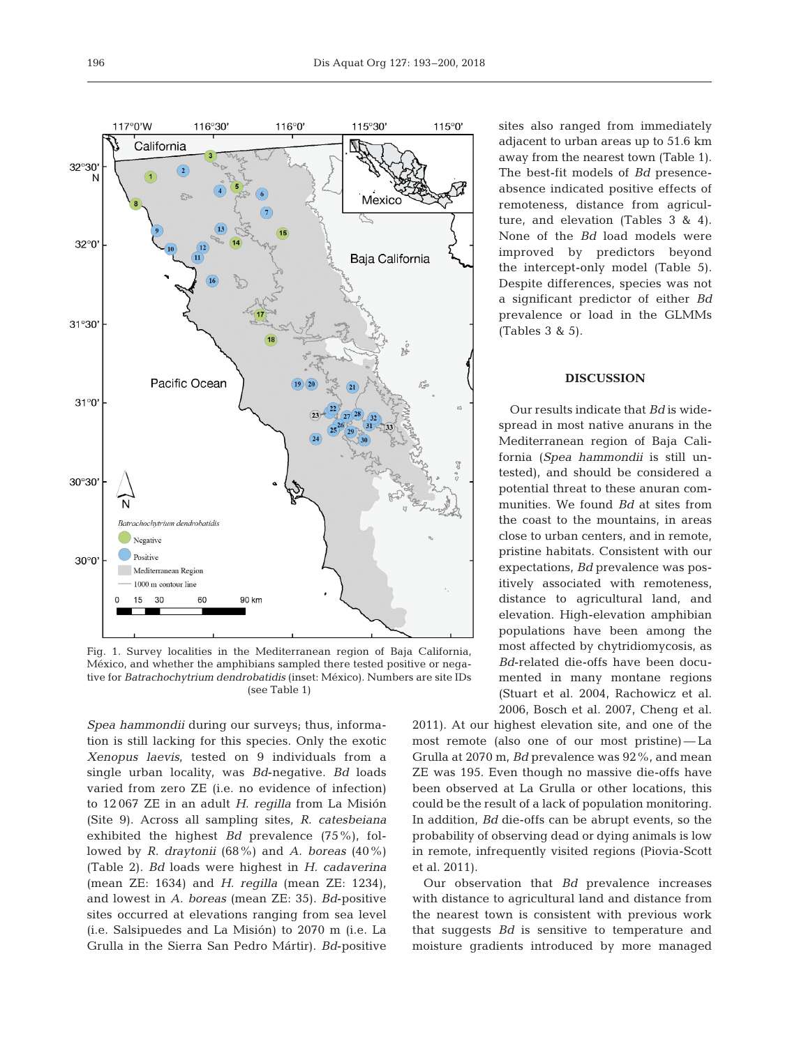117°0'W 116°30' 116°0' 115°30' 115°0'

California

32°30' N

Mexico

32°0'

Baja California

31°30'

Pacific Ocean

31°0'

30°30'

N

*Batrachochytrium dendrobatidis*

Negative

Positive

Mediterranean Region

1000 m contour line

30°0'

0 15 30 60 90 km

1 2 3 4 5 6 7 8 9 10 11 12 13 14 15 16 17 18 19 20 21 22 23 24 25 26 27 28 29 30 31 32 33

Fig. 1. Survey localities in the Mediterranean region of Baja California, México, and whether the amphibians sampled there tested positive or negative for *Batrachochytrium dendrobatidis* (inset: México). Numbers are site IDs (see Table 1)

*Spea hammondii* during our surveys; thus, information is still lacking for this species. Only the exotic *Xenopus laevis*, tested on 9 individuals from a single urban locality, was *Bd*-negative. *Bd* loads varied from zero ZE (i.e. no evidence of infection) to 12 067 ZE in an adult *H. regilla* from La Misión (Site 9). Across all sampling sites, *R. catesbeiana* exhibited the highest *Bd* prevalence (75%), followed by *R. draytonii* (68%) and *A. boreas* (40%) (Table 2). *Bd* loads were highest in *H. cadaverina* (mean ZE: 1634) and *H. regilla* (mean ZE: 1234), and lowest in *A. boreas* (mean ZE: 35). *Bd*-positive sites occurred at elevations ranging from sea level (i.e. Salsipuedes and La Misión) to 2070 m (i.e. La Grulla in the Sierra San Pedro Mártir). *Bd*-positive sites also ranged from immediately adjacent to urban areas up to 51.6 km away from the nearest town (Table 1). The best-fit models of *Bd* presence-absence indicated positive effects of remoteness, distance from agriculture, and elevation (Tables 3 & 4). None of the *Bd* load models were improved by predictors beyond the intercept-only model (Table 5). Despite differences, species was not a significant predictor of either *Bd* prevalence or load in the GLMMs (Tables 3 & 5).

## DISCUSSION

Our results indicate that *Bd* is widespread in most native anurans in the Mediterranean region of Baja California (*Spea hammondii* is still untested), and should be considered a potential threat to these anuran communities. We found *Bd* at sites from the coast to the mountains, in areas close to urban centers, and in remote, pristine habitats. Consistent with our expectations, *Bd* prevalence was positively associated with remoteness, distance to agricultural land, and elevation. High-elevation amphibian populations have been among the most affected by chytridiomycosis, as *Bd*-related die-offs have been documented in many montane regions (Stuart et al. 2004, Rachowicz et al. 2006, Bosch et al. 2007, Cheng et al. 2011). At our highest elevation site, and one of the most remote (also one of our most pristine) — La Grulla at 2070 m, *Bd* prevalence was 92%, and mean ZE was 195. Even though no massive die-offs have been observed at La Grulla or other locations, this could be the result of a lack of population monitoring. In addition, *Bd* die-offs can be abrupt events, so the probability of observing dead or dying animals is low in remote, infrequently visited regions (Piovia-Scott et al. 2011).

Our observation that *Bd* prevalence increases with distance to agricultural land and distance from the nearest town is consistent with previous work that suggests *Bd* is sensitive to temperature and moisture gradients introduced by more managed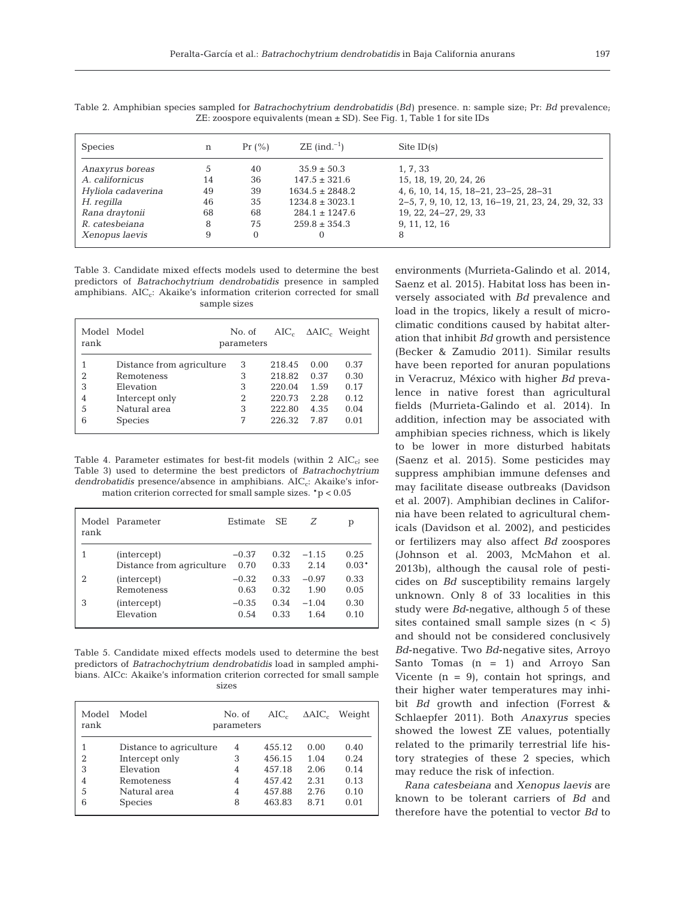Table 2. Amphibian species sampled for *Batrachochytrium dendrobatidis* (*Bd*) presence. n: sample size; Pr: *Bd* prevalence; ZE: zoospore equivalents (mean ± SD). See Fig. 1, Table 1 for site IDs

| Species | n | Pr (%) | ZE ($ind.^{-1}$) | Site ID(s) |
|---|---|---|---|---|
| *Anaxyrus boreas* | 5 | 40 | 35.9 ± 50.3 | 1, 7, 33 |
| *A. californicus* | 14 | 36 | 147.5 ± 321.6 | 15, 18, 19, 20, 24, 26 |
| *Hyliola cadaverina* | 49 | 39 | 1634.5 ± 2848.2 | 4, 6, 10, 14, 15, 18–21, 23–25, 28–31 |
| *H. regilla* | 46 | 35 | 1234.8 ± 3023.1 | 2–5, 7, 9, 10, 12, 13, 16–19, 21, 23, 24, 29, 32, 33 |
| *Rana draytonii* | 68 | 68 | 284.1 ± 1247.6 | 19, 22, 24–27, 29, 33 |
| *R. catesbeiana* | 8 | 75 | 259.8 ± 354.3 | 9, 11, 12, 16 |
| *Xenopus laevis* | 9 | 0 | 0 | 8 |

Table 3. Candidate mixed effects models used to determine the best predictors of *Batrachochytrium dendrobatidis* presence in sampled amphibians. $AIC_c$: Akaike's information criterion corrected for small sample sizes

| Model rank | Model | No. of parameters | $AIC_c$ | $\Delta AIC_c$ | Weight |
|---|---|---|---|---|---|
| 1 | Distance from agriculture | 3 | 218.45 | 0.00 | 0.37 |
| 2 | Remoteness | 3 | 218.82 | 0.37 | 0.30 |
| 3 | Elevation | 3 | 220.04 | 1.59 | 0.17 |
| 4 | Intercept only | 2 | 220.73 | 2.28 | 0.12 |
| 5 | Natural area | 3 | 222.80 | 4.35 | 0.04 |
| 6 | Species | 7 | 226.32 | 7.87 | 0.01 |

Table 4. Parameter estimates for best-fit models (within 2 $AIC_c$; see Table 3) used to determine the best predictors of *Batrachochytrium dendrobatidis* presence/absence in amphibians. $AIC_c$: Akaike's information criterion corrected for small sample sizes. *$p < 0.05$

| Model rank | Parameter | Estimate | SE | *Z* | p |
|---|---|---|---|---|---|
| 1 | (intercept) | −0.37 | 0.32 | −1.15 | 0.25 |
| | Distance from agriculture | 0.70 | 0.33 | 2.14 | 0.03* |
| 2 | (intercept) | −0.32 | 0.33 | −0.97 | 0.33 |
| | Remoteness | 0.63 | 0.32 | 1.90 | 0.05 |
| 3 | (intercept) | −0.35 | 0.34 | −1.04 | 0.30 |
| | Elevation | 0.54 | 0.33 | 1.64 | 0.10 |

Table 5. Candidate mixed effects models used to determine the best predictors of *Batrachochytrium dendrobatidis* load in sampled amphibians. AICc: Akaike's information criterion corrected for small sample sizes

| Model rank | Model | No. of parameters | $AIC_c$ | $\Delta AIC_c$ | Weight |
|---|---|---|---|---|---|
| 1 | Distance to agriculture | 4 | 455.12 | 0.00 | 0.40 |
| 2 | Intercept only | 3 | 456.15 | 1.04 | 0.24 |
| 3 | Elevation | 4 | 457.18 | 2.06 | 0.14 |
| 4 | Remoteness | 4 | 457.42 | 2.31 | 0.13 |
| 5 | Natural area | 4 | 457.88 | 2.76 | 0.10 |
| 6 | Species | 8 | 463.83 | 8.71 | 0.01 |

environments (Murrieta-Galindo et al. 2014, Saenz et al. 2015). Habitat loss has been inversely associated with *Bd* prevalence and load in the tropics, likely a result of microclimatic conditions caused by habitat alteration that inhibit *Bd* growth and persistence (Becker & Zamudio 2011). Similar results have been reported for anuran populations in Veracruz, México with higher *Bd* prevalence in native forest than agricultural fields (Murrieta-Galindo et al. 2014). In addition, infection may be associated with amphibian species richness, which is likely to be lower in more disturbed habitats (Saenz et al. 2015). Some pesticides may suppress amphibian immune defenses and may facilitate disease outbreaks (Davidson et al. 2007). Amphibian declines in California have been related to agricultural chemicals (Davidson et al. 2002), and pesticides or fertilizers may also affect *Bd* zoospores (Johnson et al. 2003, McMahon et al. 2013b), although the causal role of pesticides on *Bd* susceptibility remains largely unknown. Only 8 of 33 localities in this study were *Bd*-negative, although 5 of these sites contained small sample sizes ($n < 5$) and should not be considered conclusively *Bd*-negative. Two *Bd*-negative sites, Arroyo Santo Tomas ($n = 1$) and Arroyo San Vicente ($n = 9$), contain hot springs, and their higher water temperatures may inhibit *Bd* growth and infection (Forrest & Schlaepfer 2011). Both *Anaxyrus* species showed the lowest ZE values, potentially related to the primarily terrestrial life history strategies of these 2 species, which may reduce the risk of infection.

*Rana catesbeiana* and *Xenopus laevis* are known to be tolerant carriers of *Bd* and therefore have the potential to vector *Bd* to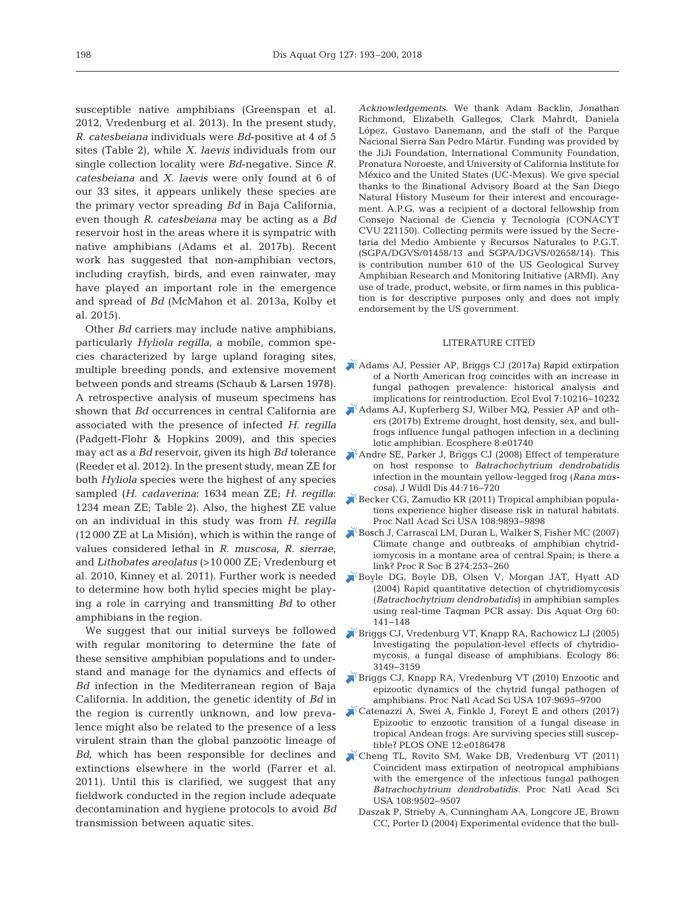susceptible native amphibians (Greenspan et al. 2012, Vredenburg et al. 2013). In the present study, *R. catesbeiana* individuals were *Bd*-positive at 4 of 5 sites (Table 2), while *X. laevis* individuals from our single collection locality were *Bd*-negative. Since *R. catesbeiana* and *X. laevis* were only found at 6 of our 33 sites, it appears unlikely these species are the primary vector spreading *Bd* in Baja California, even though *R. catesbeiana* may be acting as a *Bd* reservoir host in the areas where it is sympatric with native amphibians (Adams et al. 2017b). Recent work has suggested that non-amphibian vectors, including crayfish, birds, and even rainwater, may have played an important role in the emergence and spread of *Bd* (McMahon et al. 2013a, Kolby et al. 2015).

Other *Bd* carriers may include native amphibians, particularly *Hyliola regilla*, a mobile, common species characterized by large upland foraging sites, multiple breeding ponds, and extensive movement between ponds and streams (Schaub & Larsen 1978). A retrospective analysis of museum specimens has shown that *Bd* occurrences in central California are associated with the presence of infected *H. regilla* (Padgett-Flohr & Hopkins 2009), and this species may act as a *Bd* reservoir, given its high *Bd* tolerance (Reeder et al. 2012). In the present study, mean ZE for both *Hyliola* species were the highest of any species sampled (*H. cadaverina*: 1634 mean ZE; *H. regilla*: 1234 mean ZE; Table 2). Also, the highest ZE value on an individual in this study was from *H. regilla* (12 000 ZE at La Misión), which is within the range of values considered lethal in *R. muscosa*, *R. sierrae*, and *Lithobates areolatus* (>10 000 ZE; Vredenburg et al. 2010, Kinney et al. 2011). Further work is needed to determine how both hylid species might be playing a role in carrying and transmitting *Bd* to other amphibians in the region.

We suggest that our initial surveys be followed with regular monitoring to determine the fate of these sensitive amphibian populations and to understand and manage for the dynamics and effects of *Bd* infection in the Mediterranean region of Baja California. In addition, the genetic identity of *Bd* in the region is currently unknown, and low prevalence might also be related to the presence of a less virulent strain than the global panzootic lineage of *Bd*, which has been responsible for declines and extinctions elsewhere in the world (Farrer et al. 2011). Until this is clarified, we suggest that any fieldwork conducted in the region include adequate decontamination and hygiene protocols to avoid *Bd* transmission between aquatic sites.

*Acknowledgements*. We thank Adam Backlin, Jonathan Richmond, Elizabeth Gallegos, Clark Mahrdt, Daniela López, Gustavo Danemann, and the staff of the Parque Nacional Sierra San Pedro Mártir. Funding was provided by the JiJi Foundation, International Community Foundation, Pronatura Noroeste, and University of California Institute for México and the United States (UC-Mexus). We give special thanks to the Binational Advisory Board at the San Diego Natural History Museum for their interest and encouragement. A.P.G. was a recipient of a doctoral fellowship from Consejo Nacional de Ciencia y Tecnología (CONACYT CVU 221150). Collecting permits were issued by the Secretaría del Medio Ambiente y Recursos Naturales to P.G.T. (SGPA/DGVS/01458/13 and SGPA/DGVS/02658/14). This is contribution number 610 of the US Geological Survey Amphibian Research and Monitoring Initiative (ARMI). Any use of trade, product, website, or firm names in this publication is for descriptive purposes only and does not imply endorsement by the US government.

## LITERATURE CITED

- Adams AJ, Pessier AP, Briggs CJ (2017a) Rapid extirpation of a North American frog coincides with an increase in fungal pathogen prevalence: historical analysis and implications for reintroduction. Ecol Evol 7:10216–10232
- Adams AJ, Kupferberg SJ, Wilber MQ, Pessier AP and others (2017b) Extreme drought, host density, sex, and bullfrogs influence fungal pathogen infection in a declining lotic amphibian. Ecosphere 8:e01740
- Andre SE, Parker J, Briggs CJ (2008) Effect of temperature on host response to *Batrachochytrium dendrobatidis* infection in the mountain yellow-legged frog (*Rana muscosa*). J Wildl Dis 44:716–720
- Becker CG, Zamudio KR (2011) Tropical amphibian populations experience higher disease risk in natural habitats. Proc Natl Acad Sci USA 108:9893–9898
- Bosch J, Carrascal LM, Duran L, Walker S, Fisher MC (2007) Climate change and outbreaks of amphibian chytridiomycosis in a montane area of central Spain; is there a link? Proc R Soc B 274:253–260
- Boyle DG, Boyle DB, Olsen V, Morgan JAT, Hyatt AD (2004) Rapid quantitative detection of chytridiomycosis (*Batrachochytrium dendrobatidis*) in amphibian samples using real-time Taqman PCR assay. Dis Aquat Org 60: 141–148
- Briggs CJ, Vredenburg VT, Knapp RA, Rachowicz LJ (2005) Investigating the population-level effects of chytridiomycosis, a fungal disease of amphibians. Ecology 86: 3149–3159
- Briggs CJ, Knapp RA, Vredenburg VT (2010) Enzootic and epizootic dynamics of the chytrid fungal pathogen of amphibians. Proc Natl Acad Sci USA 107:9695–9700
- Catenazzi A, Swei A, Finkle J, Foreyt E and others (2017) Epizootic to enzootic transition of a fungal disease in tropical Andean frogs: Are surviving species still susceptible? PLOS ONE 12:e0186478
- Cheng TL, Rovito SM, Wake DB, Vredenburg VT (2011) Coincident mass extirpation of neotropical amphibians with the emergence of the infectious fungal pathogen *Batrachochytrium dendrobatidis*. Proc Natl Acad Sci USA 108:9502–9507
- Daszak P, Strieby A, Cunningham AA, Longcore JE, Brown CC, Porter D (2004) Experimental evidence that the bull-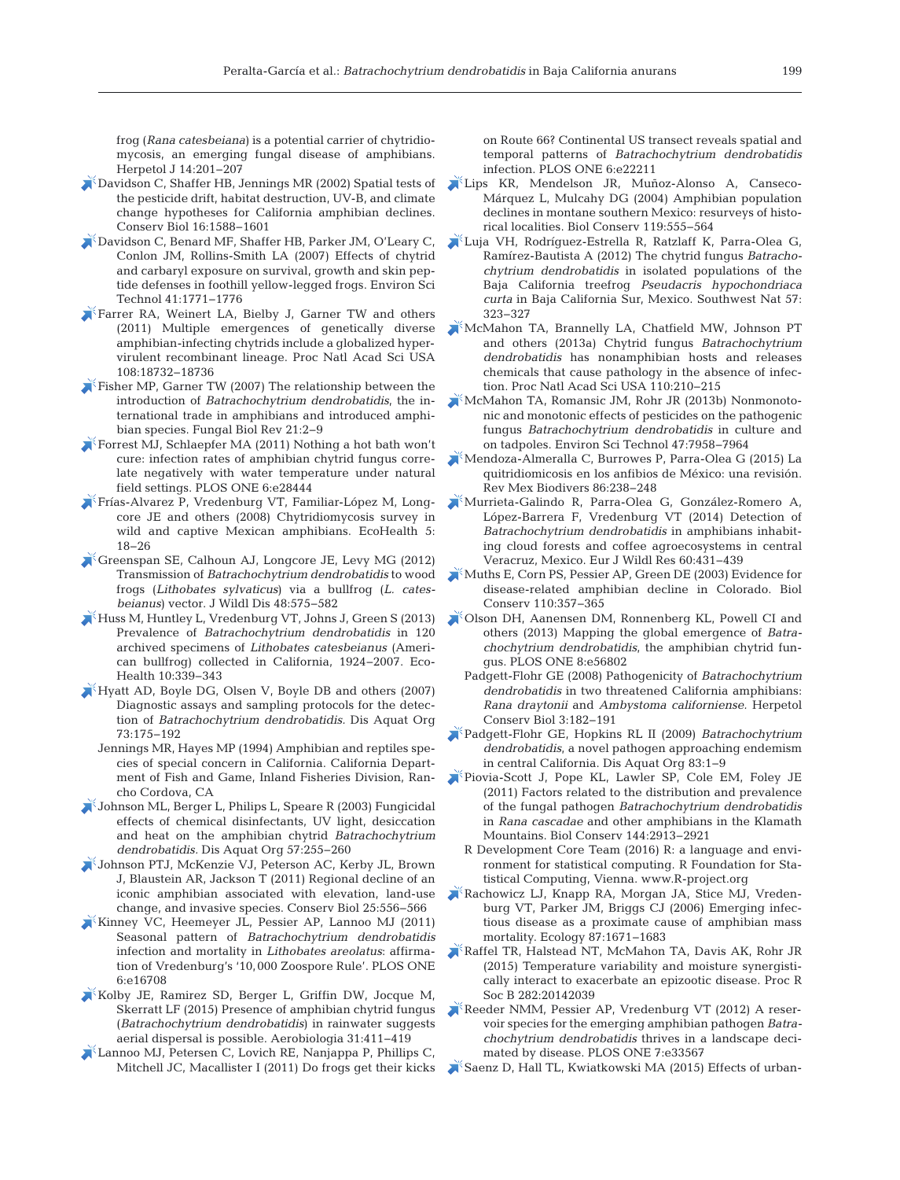frog (*Rana catesbeiana*) is a potential carrier of chytridiomycosis, an emerging fungal disease of amphibians. Herpetol J 14:201–207

Davidson C, Shaffer HB, Jennings MR (2002) Spatial tests of the pesticide drift, habitat destruction, UV-B, and climate change hypotheses for California amphibian declines. Conserv Biol 16:1588–1601

Davidson C, Benard MF, Shaffer HB, Parker JM, O'Leary C, Conlon JM, Rollins-Smith LA (2007) Effects of chytrid and carbaryl exposure on survival, growth and skin peptide defenses in foothill yellow-legged frogs. Environ Sci Technol 41:1771–1776

Farrer RA, Weinert LA, Bielby J, Garner TW and others (2011) Multiple emergences of genetically diverse amphibian-infecting chytrids include a globalized hypervirulent recombinant lineage. Proc Natl Acad Sci USA 108:18732–18736

Fisher MP, Garner TW (2007) The relationship between the introduction of *Batrachochytrium dendrobatidis*, the international trade in amphibians and introduced amphibian species. Fungal Biol Rev 21:2–9

Forrest MJ, Schlaepfer MA (2011) Nothing a hot bath won't cure: infection rates of amphibian chytrid fungus correlate negatively with water temperature under natural field settings. PLOS ONE 6:e28444

Frías-Alvarez P, Vredenburg VT, Familiar-López M, Longcore JE and others (2008) Chytridiomycosis survey in wild and captive Mexican amphibians. EcoHealth 5: 18–26

Greenspan SE, Calhoun AJ, Longcore JE, Levy MG (2012) Transmission of *Batrachochytrium dendrobatidis* to wood frogs (*Lithobates sylvaticus*) via a bullfrog (*L. catesbeianus*) vector. J Wildl Dis 48:575–582

Huss M, Huntley L, Vredenburg VT, Johns J, Green S (2013) Prevalence of *Batrachochytrium dendrobatidis* in 120 archived specimens of *Lithobates catesbeianus* (American bullfrog) collected in California, 1924–2007. EcoHealth 10:339–343

Hyatt AD, Boyle DG, Olsen V, Boyle DB and others (2007) Diagnostic assays and sampling protocols for the detection of *Batrachochytrium dendrobatidis*. Dis Aquat Org 73:175–192

Jennings MR, Hayes MP (1994) Amphibian and reptiles species of special concern in California. California Department of Fish and Game, Inland Fisheries Division, Rancho Cordova, CA

Johnson ML, Berger L, Philips L, Speare R (2003) Fungicidal effects of chemical disinfectants, UV light, desiccation and heat on the amphibian chytrid *Batrachochytrium dendrobatidis*. Dis Aquat Org 57:255–260

Johnson PTJ, McKenzie VJ, Peterson AC, Kerby JL, Brown J, Blaustein AR, Jackson T (2011) Regional decline of an iconic amphibian associated with elevation, land-use change, and invasive species. Conserv Biol 25:556–566

Kinney VC, Heemeyer JL, Pessier AP, Lannoo MJ (2011) Seasonal pattern of *Batrachochytrium dendrobatidis* infection and mortality in *Lithobates areolatus*: affirmation of Vredenburg's '10,000 Zoospore Rule'. PLOS ONE 6:e16708

Kolby JE, Ramirez SD, Berger L, Griffin DW, Jocque M, Skerratt LF (2015) Presence of amphibian chytrid fungus (*Batrachochytrium dendrobatidis*) in rainwater suggests aerial dispersal is possible. Aerobiologia 31:411–419

Lannoo MJ, Petersen C, Lovich RE, Nanjappa P, Phillips C, Mitchell JC, Macallister I (2011) Do frogs get their kicks on Route 66? Continental US transect reveals spatial and temporal patterns of *Batrachochytrium dendrobatidis* infection. PLOS ONE 6:e22211

Lips KR, Mendelson JR, Muñoz-Alonso A, Canseco-Márquez L, Mulcahy DG (2004) Amphibian population declines in montane southern Mexico: resurveys of historical localities. Biol Conserv 119:555–564

Luja VH, Rodríguez-Estrella R, Ratzlaff K, Parra-Olea G, Ramírez-Bautista A (2012) The chytrid fungus *Batrachochytrium dendrobatidis* in isolated populations of the Baja California treefrog *Pseudacris hypochondriaca curta* in Baja California Sur, Mexico. Southwest Nat 57: 323–327

McMahon TA, Brannelly LA, Chatfield MW, Johnson PT and others (2013a) Chytrid fungus *Batrachochytrium dendrobatidis* has nonamphibian hosts and releases chemicals that cause pathology in the absence of infection. Proc Natl Acad Sci USA 110:210–215

McMahon TA, Romansic JM, Rohr JR (2013b) Nonmonotonic and monotonic effects of pesticides on the pathogenic fungus *Batrachochytrium dendrobatidis* in culture and on tadpoles. Environ Sci Technol 47:7958–7964

Mendoza-Almeralla C, Burrowes P, Parra-Olea G (2015) La quitridiomicosis en los anfibios de México: una revisión. Rev Mex Biodivers 86:238–248

Murrieta-Galindo R, Parra-Olea G, González-Romero A, López-Barrera F, Vredenburg VT (2014) Detection of *Batrachochytrium dendrobatidis* in amphibians inhabiting cloud forests and coffee agroecosystems in central Veracruz, Mexico. Eur J Wildl Res 60:431–439

Muths E, Corn PS, Pessier AP, Green DE (2003) Evidence for disease-related amphibian decline in Colorado. Biol Conserv 110:357–365

Olson DH, Aanensen DM, Ronnenberg KL, Powell CI and others (2013) Mapping the global emergence of *Batrachochytrium dendrobatidis*, the amphibian chytrid fungus. PLOS ONE 8:e56802

Padgett-Flohr GE (2008) Pathogenicity of *Batrachochytrium dendrobatidis* in two threatened California amphibians: *Rana draytonii* and *Ambystoma californiense*. Herpetol Conserv Biol 3:182–191

Padgett-Flohr GE, Hopkins RL II (2009) *Batrachochytrium dendrobatidis*, a novel pathogen approaching endemism in central California. Dis Aquat Org 83:1–9

Piovia-Scott J, Pope KL, Lawler SP, Cole EM, Foley JE (2011) Factors related to the distribution and prevalence of the fungal pathogen *Batrachochytrium dendrobatidis* in *Rana cascadae* and other amphibians in the Klamath Mountains. Biol Conserv 144:2913–2921

R Development Core Team (2016) R: a language and environment for statistical computing. R Foundation for Statistical Computing, Vienna. www.R-project.org

Rachowicz LJ, Knapp RA, Morgan JA, Stice MJ, Vredenburg VT, Parker JM, Briggs CJ (2006) Emerging infectious disease as a proximate cause of amphibian mass mortality. Ecology 87:1671–1683

Raffel TR, Halstead NT, McMahon TA, Davis AK, Rohr JR (2015) Temperature variability and moisture synergistically interact to exacerbate an epizootic disease. Proc R Soc B 282:20142039

Reeder NMM, Pessier AP, Vredenburg VT (2012) A reservoir species for the emerging amphibian pathogen *Batrachochytrium dendrobatidis* thrives in a landscape decimated by disease. PLOS ONE 7:e33567

Saenz D, Hall TL, Kwiatkowski MA (2015) Effects of urban-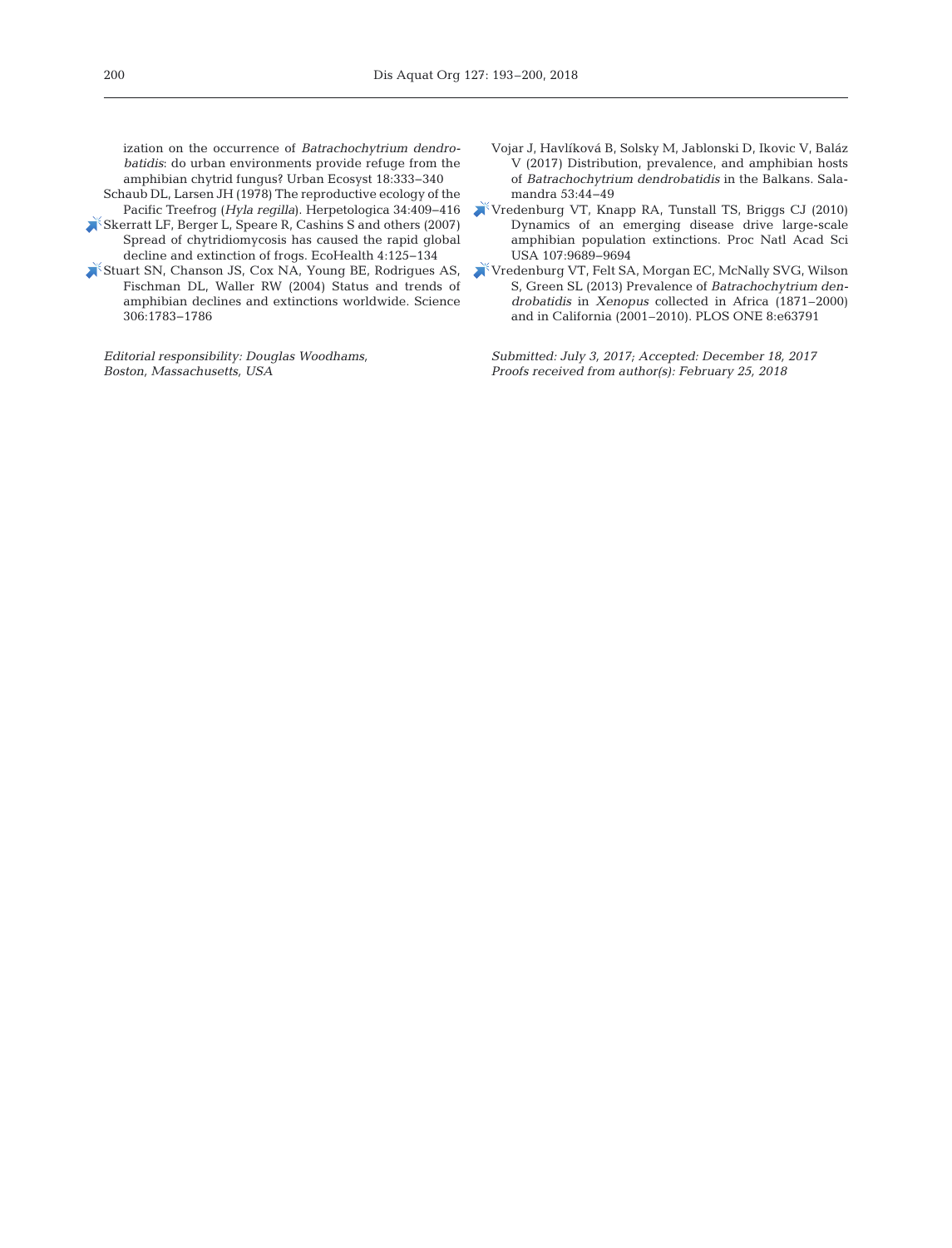ization on the occurrence of *Batrachochytrium dendrobatidis*: do urban environments provide refuge from the amphibian chytrid fungus? Urban Ecosyst 18:333–340

Schaub DL, Larsen JH (1978) The reproductive ecology of the Pacific Treefrog (*Hyla regilla*). Herpetologica 34:409–416

Skerratt LF, Berger L, Speare R, Cashins S and others (2007) Spread of chytridiomycosis has caused the rapid global decline and extinction of frogs. EcoHealth 4:125–134

Stuart SN, Chanson JS, Cox NA, Young BE, Rodrigues AS, Fischman DL, Waller RW (2004) Status and trends of amphibian declines and extinctions worldwide. Science 306:1783–1786

Vojar J, Havlíková B, Solsky M, Jablonski D, Ikovic V, Baláz V (2017) Distribution, prevalence, and amphibian hosts of *Batrachochytrium dendrobatidis* in the Balkans. Salamandra 53:44–49

Vredenburg VT, Knapp RA, Tunstall TS, Briggs CJ (2010) Dynamics of an emerging disease drive large-scale amphibian population extinctions. Proc Natl Acad Sci USA 107:9689–9694

Vredenburg VT, Felt SA, Morgan EC, McNally SVG, Wilson S, Green SL (2013) Prevalence of *Batrachochytrium dendrobatidis* in *Xenopus* collected in Africa (1871–2000) and in California (2001–2010). PLOS ONE 8:e63791

*Editorial responsibility: Douglas Woodhams, Boston, Massachusetts, USA*

*Submitted: July 3, 2017; Accepted: December 18, 2017*
*Proofs received from author(s): February 25, 2018*